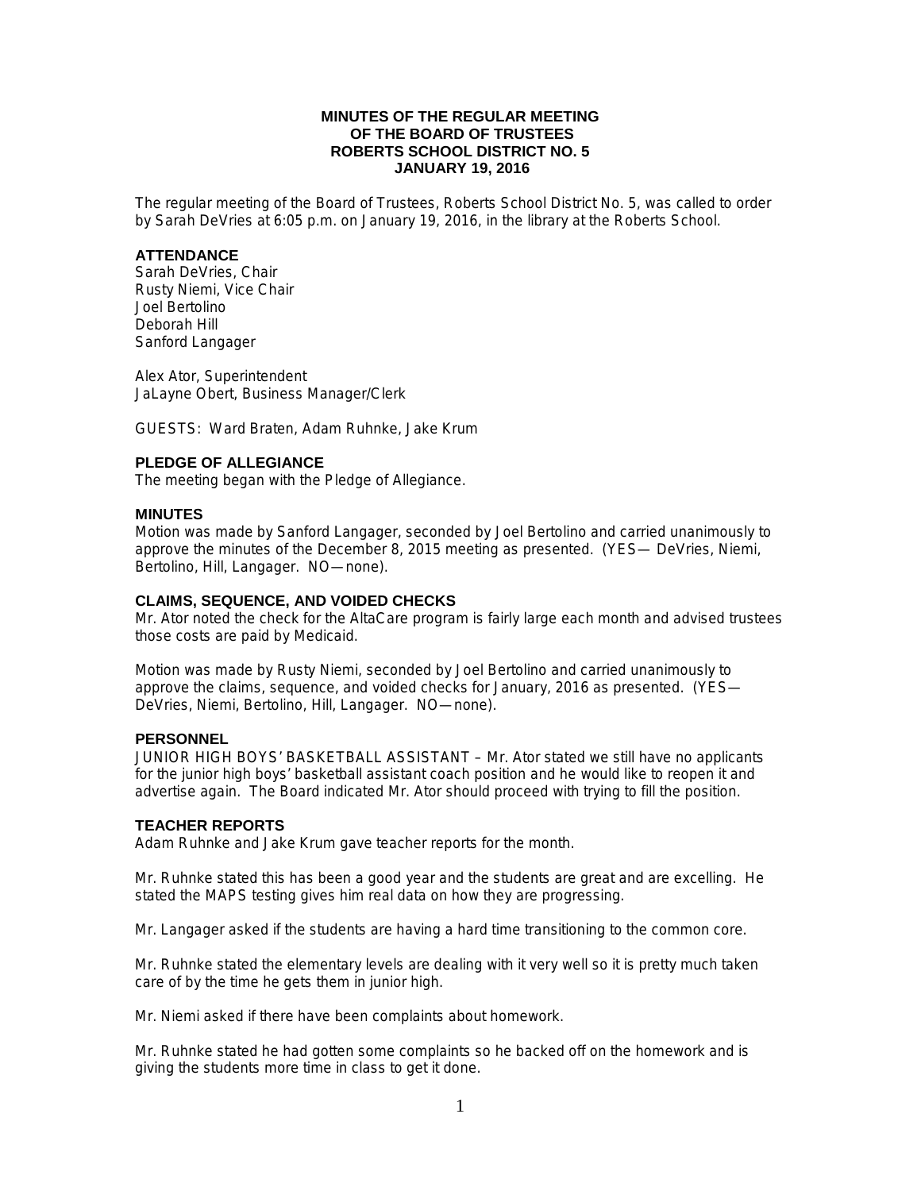**MINUTES OF THE REGULAR MEETING**
**OF THE BOARD OF TRUSTEES**
**ROBERTS SCHOOL DISTRICT NO. 5**
**JANUARY 19, 2016**

The regular meeting of the Board of Trustees, Roberts School District No. 5, was called to order by Sarah DeVries at 6:05 p.m. on January 19, 2016, in the library at the Roberts School.

## ATTENDANCE

Sarah DeVries, Chair
Rusty Niemi, Vice Chair
Joel Bertolino
Deborah Hill
Sanford Langager

Alex Ator, Superintendent
JaLayne Obert, Business Manager/Clerk

GUESTS: Ward Braten, Adam Ruhnke, Jake Krum

## PLEDGE OF ALLEGIANCE

The meeting began with the Pledge of Allegiance.

## MINUTES

Motion was made by Sanford Langager, seconded by Joel Bertolino and carried unanimously to approve the minutes of the December 8, 2015 meeting as presented. (YES— DeVries, Niemi, Bertolino, Hill, Langager. NO—none).

## CLAIMS, SEQUENCE, AND VOIDED CHECKS

Mr. Ator noted the check for the AltaCare program is fairly large each month and advised trustees those costs are paid by Medicaid.

Motion was made by Rusty Niemi, seconded by Joel Bertolino and carried unanimously to approve the claims, sequence, and voided checks for January, 2016 as presented. (YES— DeVries, Niemi, Bertolino, Hill, Langager. NO—none).

## PERSONNEL

JUNIOR HIGH BOYS' BASKETBALL ASSISTANT – Mr. Ator stated we still have no applicants for the junior high boys' basketball assistant coach position and he would like to reopen it and advertise again. The Board indicated Mr. Ator should proceed with trying to fill the position.

## TEACHER REPORTS

Adam Ruhnke and Jake Krum gave teacher reports for the month.

Mr. Ruhnke stated this has been a good year and the students are great and are excelling. He stated the MAPS testing gives him real data on how they are progressing.

Mr. Langager asked if the students are having a hard time transitioning to the common core.

Mr. Ruhnke stated the elementary levels are dealing with it very well so it is pretty much taken care of by the time he gets them in junior high.

Mr. Niemi asked if there have been complaints about homework.

Mr. Ruhnke stated he had gotten some complaints so he backed off on the homework and is giving the students more time in class to get it done.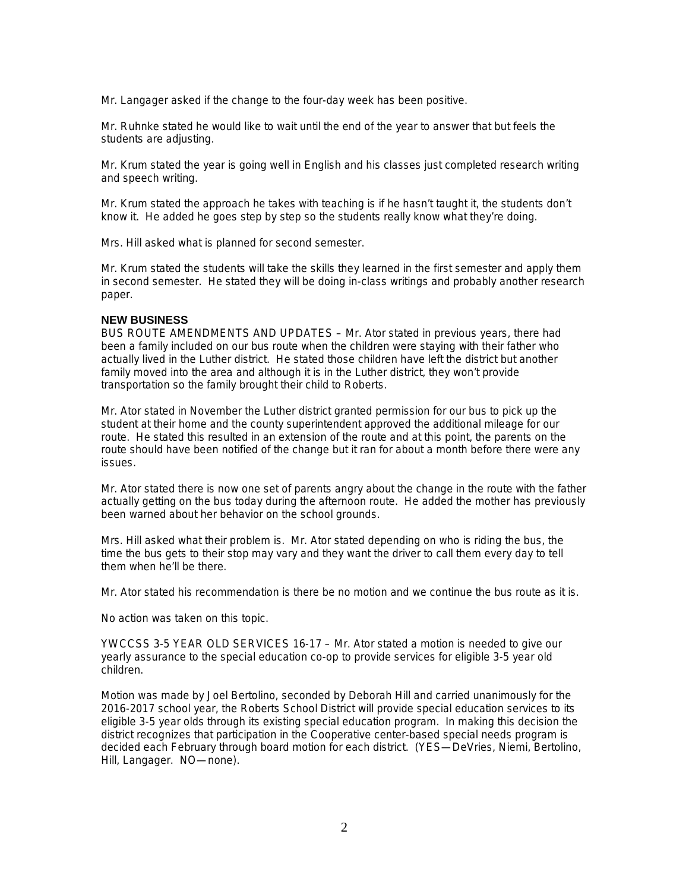Mr. Langager asked if the change to the four-day week has been positive.

Mr. Ruhnke stated he would like to wait until the end of the year to answer that but feels the students are adjusting.

Mr. Krum stated the year is going well in English and his classes just completed research writing and speech writing.

Mr. Krum stated the approach he takes with teaching is if he hasn't taught it, the students don't know it. He added he goes step by step so the students really know what they're doing.

Mrs. Hill asked what is planned for second semester.

Mr. Krum stated the students will take the skills they learned in the first semester and apply them in second semester. He stated they will be doing in-class writings and probably another research paper.

**NEW BUSINESS**

BUS ROUTE AMENDMENTS AND UPDATES – Mr. Ator stated in previous years, there had been a family included on our bus route when the children were staying with their father who actually lived in the Luther district. He stated those children have left the district but another family moved into the area and although it is in the Luther district, they won't provide transportation so the family brought their child to Roberts.

Mr. Ator stated in November the Luther district granted permission for our bus to pick up the student at their home and the county superintendent approved the additional mileage for our route. He stated this resulted in an extension of the route and at this point, the parents on the route should have been notified of the change but it ran for about a month before there were any issues.

Mr. Ator stated there is now one set of parents angry about the change in the route with the father actually getting on the bus today during the afternoon route. He added the mother has previously been warned about her behavior on the school grounds.

Mrs. Hill asked what their problem is. Mr. Ator stated depending on who is riding the bus, the time the bus gets to their stop may vary and they want the driver to call them every day to tell them when he'll be there.

Mr. Ator stated his recommendation is there be no motion and we continue the bus route as it is.

No action was taken on this topic.

YWCCSS 3-5 YEAR OLD SERVICES 16-17 – Mr. Ator stated a motion is needed to give our yearly assurance to the special education co-op to provide services for eligible 3-5 year old children.

Motion was made by Joel Bertolino, seconded by Deborah Hill and carried unanimously for the 2016-2017 school year, the Roberts School District will provide special education services to its eligible 3-5 year olds through its existing special education program. In making this decision the district recognizes that participation in the Cooperative center-based special needs program is decided each February through board motion for each district. (YES—DeVries, Niemi, Bertolino, Hill, Langager. NO—none).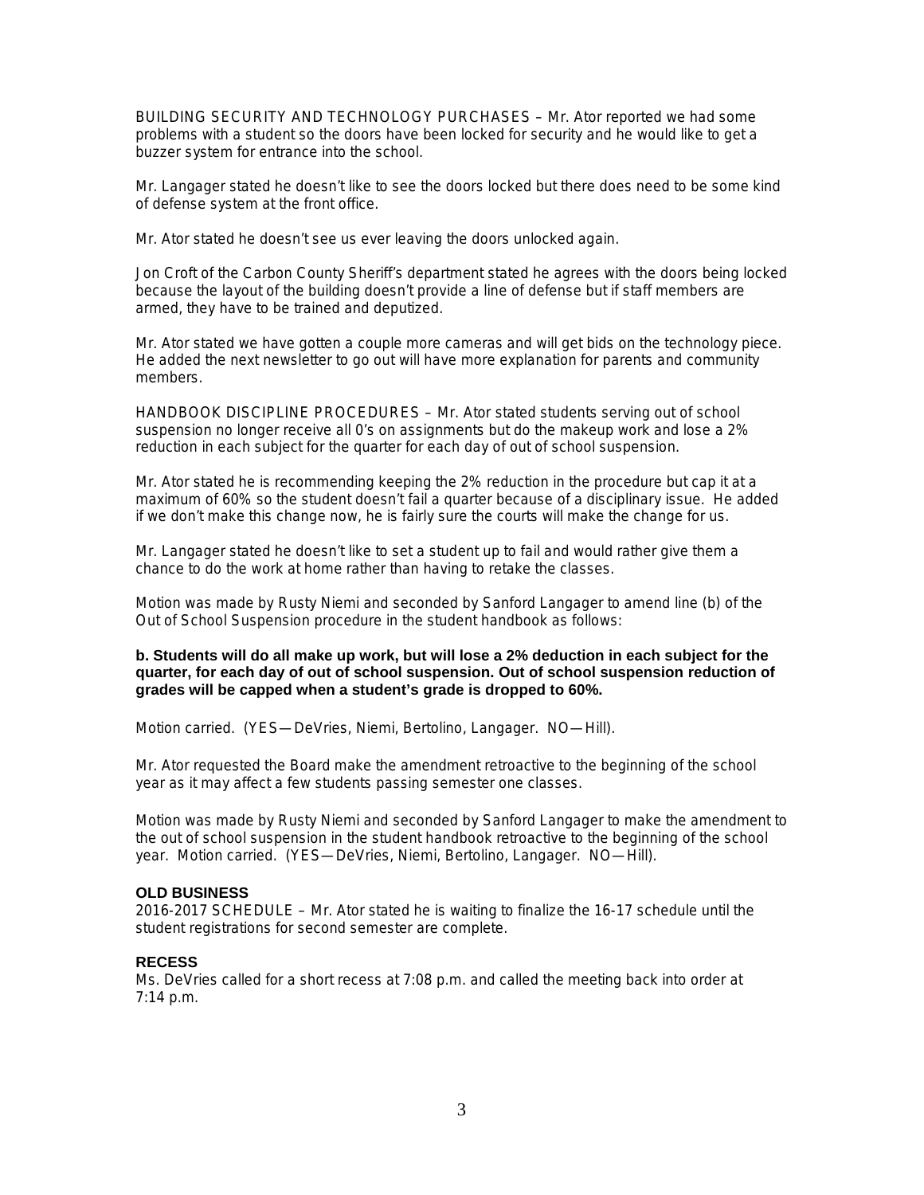BUILDING SECURITY AND TECHNOLOGY PURCHASES – Mr. Ator reported we had some problems with a student so the doors have been locked for security and he would like to get a buzzer system for entrance into the school.

Mr. Langager stated he doesn't like to see the doors locked but there does need to be some kind of defense system at the front office.

Mr. Ator stated he doesn't see us ever leaving the doors unlocked again.

Jon Croft of the Carbon County Sheriff's department stated he agrees with the doors being locked because the layout of the building doesn't provide a line of defense but if staff members are armed, they have to be trained and deputized.

Mr. Ator stated we have gotten a couple more cameras and will get bids on the technology piece. He added the next newsletter to go out will have more explanation for parents and community members.

HANDBOOK DISCIPLINE PROCEDURES – Mr. Ator stated students serving out of school suspension no longer receive all 0's on assignments but do the makeup work and lose a 2% reduction in each subject for the quarter for each day of out of school suspension.

Mr. Ator stated he is recommending keeping the 2% reduction in the procedure but cap it at a maximum of 60% so the student doesn't fail a quarter because of a disciplinary issue. He added if we don't make this change now, he is fairly sure the courts will make the change for us.

Mr. Langager stated he doesn't like to set a student up to fail and would rather give them a chance to do the work at home rather than having to retake the classes.

Motion was made by Rusty Niemi and seconded by Sanford Langager to amend line (b) of the Out of School Suspension procedure in the student handbook as follows:

**b. Students will do all make up work, but will lose a 2% deduction in each subject for the quarter, for each day of out of school suspension. Out of school suspension reduction of grades will be capped when a student's grade is dropped to 60%.**

Motion carried. (YES—DeVries, Niemi, Bertolino, Langager. NO—Hill).

Mr. Ator requested the Board make the amendment retroactive to the beginning of the school year as it may affect a few students passing semester one classes.

Motion was made by Rusty Niemi and seconded by Sanford Langager to make the amendment to the out of school suspension in the student handbook retroactive to the beginning of the school year. Motion carried. (YES—DeVries, Niemi, Bertolino, Langager. NO—Hill).

**OLD BUSINESS**

2016-2017 SCHEDULE – Mr. Ator stated he is waiting to finalize the 16-17 schedule until the student registrations for second semester are complete.

**RECESS**

Ms. DeVries called for a short recess at 7:08 p.m. and called the meeting back into order at 7:14 p.m.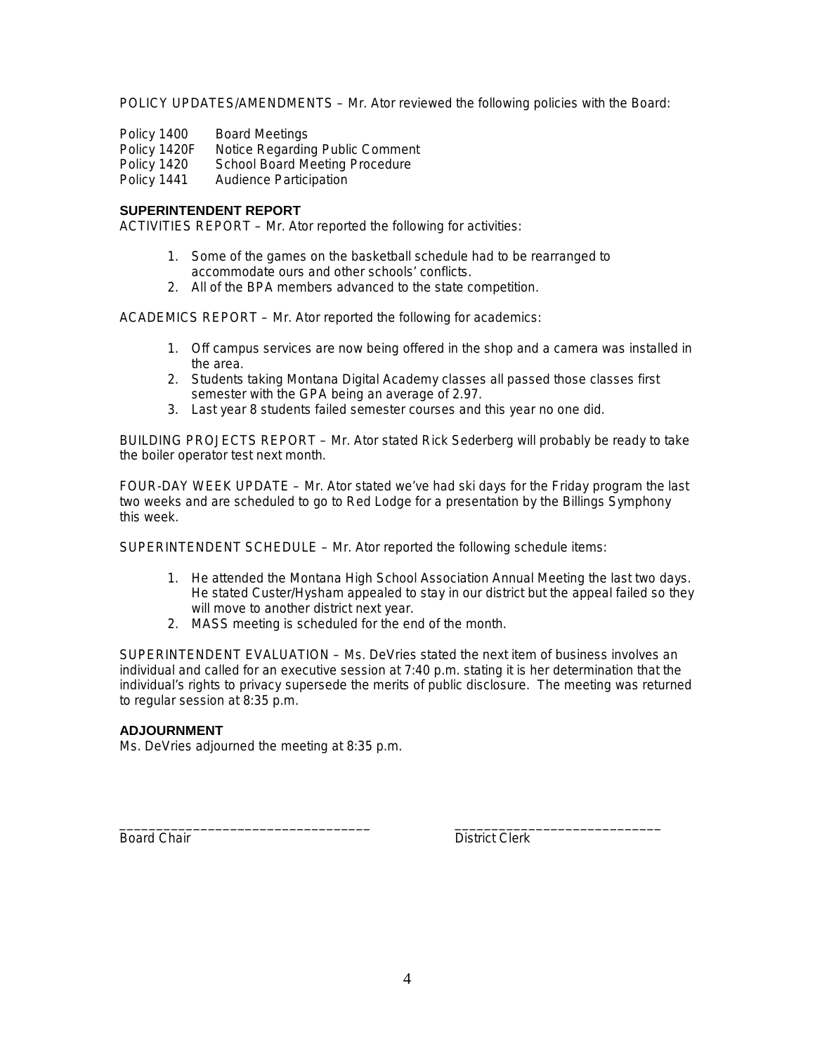POLICY UPDATES/AMENDMENTS – Mr. Ator reviewed the following policies with the Board:

| | |
|---|---|
| Policy 1400 | Board Meetings |
| Policy 1420F | Notice Regarding Public Comment |
| Policy 1420 | School Board Meeting Procedure |
| Policy 1441 | Audience Participation |

## SUPERINTENDENT REPORT

ACTIVITIES REPORT – Mr. Ator reported the following for activities:

1. Some of the games on the basketball schedule had to be rearranged to accommodate ours and other schools' conflicts.
2. All of the BPA members advanced to the state competition.

ACADEMICS REPORT – Mr. Ator reported the following for academics:

1. Off campus services are now being offered in the shop and a camera was installed in the area.
2. Students taking Montana Digital Academy classes all passed those classes first semester with the GPA being an average of 2.97.
3. Last year 8 students failed semester courses and this year no one did.

BUILDING PROJECTS REPORT – Mr. Ator stated Rick Sederberg will probably be ready to take the boiler operator test next month.

FOUR-DAY WEEK UPDATE – Mr. Ator stated we've had ski days for the Friday program the last two weeks and are scheduled to go to Red Lodge for a presentation by the Billings Symphony this week.

SUPERINTENDENT SCHEDULE – Mr. Ator reported the following schedule items:

1. He attended the Montana High School Association Annual Meeting the last two days. He stated Custer/Hysham appealed to stay in our district but the appeal failed so they will move to another district next year.
2. MASS meeting is scheduled for the end of the month.

SUPERINTENDENT EVALUATION – Ms. DeVries stated the next item of business involves an individual and called for an executive session at 7:40 p.m. stating it is her determination that the individual's rights to privacy supersede the merits of public disclosure. The meeting was returned to regular session at 8:35 p.m.

## ADJOURNMENT

Ms. DeVries adjourned the meeting at 8:35 p.m.

\_\_\_\_\_\_\_\_\_\_\_\_\_\_\_\_\_\_\_\_\_\_\_\_\_\_\_\_\_\_\_\_\_\_\_\_
Board Chair

\_\_\_\_\_\_\_\_\_\_\_\_\_\_\_\_\_\_\_\_\_\_\_\_\_\_\_\_\_\_\_\_
District Clerk